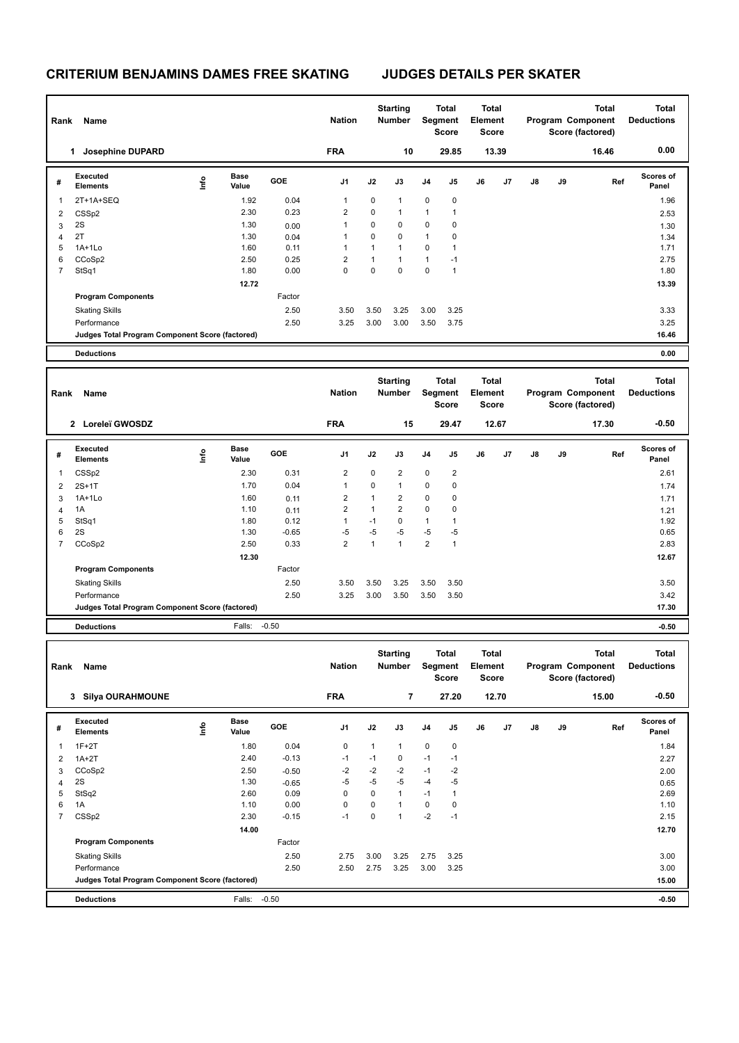# CRITERIUM BENJAMINS DAMES FREE SKATING JUDGES DETAILS PER SKATER

| Rank | Name | Nation | Starting Number | Total Segment Score | Total Element Score | Total Program Component Score (factored) | Total Deductions |
|---|---|---|---|---|---|---|---|
| 1 | Josephine DUPARD | FRA | 10 | 29.85 | 13.39 | 16.46 | 0.00 |

| # | Executed Elements | Info | Base Value | GOE | J1 | J2 | J3 | J4 | J5 | J6 | J7 | J8 | J9 | Ref | Scores of Panel |
|---|---|---|---|---|---|---|---|---|---|---|---|---|---|---|---|
| 1 | 2T+1A+SEQ | | 1.92 | 0.04 | 1 | 0 | 1 | 0 | 0 | | | | | | 1.96 |
| 2 | CSSp2 | | 2.30 | 0.23 | 2 | 0 | 1 | 1 | 1 | | | | | | 2.53 |
| 3 | 2S | | 1.30 | 0.00 | 1 | 0 | 0 | 0 | 0 | | | | | | 1.30 |
| 4 | 2T | | 1.30 | 0.04 | 1 | 0 | 0 | 1 | 0 | | | | | | 1.34 |
| 5 | 1A+1Lo | | 1.60 | 0.11 | 1 | 1 | 1 | 0 | 1 | | | | | | 1.71 |
| 6 | CCoSp2 | | 2.50 | 0.25 | 2 | 1 | 1 | 1 | -1 | | | | | | 2.75 |
| 7 | StSq1 | | 1.80 | 0.00 | 0 | 0 | 0 | 0 | 1 | | | | | | 1.80 |
| | | | 12.72 | | | | | | | | | | | | 13.39 |
| | Program Components | | | Factor | | | | | | | | | | | |
| | Skating Skills | | | 2.50 | 3.50 | 3.50 | 3.25 | 3.00 | 3.25 | | | | | | 3.33 |
| | Performance | | | 2.50 | 3.25 | 3.00 | 3.00 | 3.50 | 3.75 | | | | | | 3.25 |
| | Judges Total Program Component Score (factored) | | | | | | | | | | | | | | 16.46 |
| | Deductions | | | | | | | | | | | | | | 0.00 |

| Rank | Name | Nation | Starting Number | Total Segment Score | Total Element Score | Total Program Component Score (factored) | Total Deductions |
|---|---|---|---|---|---|---|---|
| 2 | Loreleï GWOSDZ | FRA | 15 | 29.47 | 12.67 | 17.30 | -0.50 |

| # | Executed Elements | Info | Base Value | GOE | J1 | J2 | J3 | J4 | J5 | J6 | J7 | J8 | J9 | Ref | Scores of Panel |
|---|---|---|---|---|---|---|---|---|---|---|---|---|---|---|---|
| 1 | CSSp2 | | 2.30 | 0.31 | 2 | 0 | 2 | 0 | 2 | | | | | | 2.61 |
| 2 | 2S+1T | | 1.70 | 0.04 | 1 | 0 | 1 | 0 | 0 | | | | | | 1.74 |
| 3 | 1A+1Lo | | 1.60 | 0.11 | 2 | 1 | 2 | 0 | 0 | | | | | | 1.71 |
| 4 | 1A | | 1.10 | 0.11 | 2 | 1 | 2 | 0 | 0 | | | | | | 1.21 |
| 5 | StSq1 | | 1.80 | 0.12 | 1 | -1 | 0 | 1 | 1 | | | | | | 1.92 |
| 6 | 2S | | 1.30 | -0.65 | -5 | -5 | -5 | -5 | -5 | | | | | | 0.65 |
| 7 | CCoSp2 | | 2.50 | 0.33 | 2 | 1 | 1 | 2 | 1 | | | | | | 2.83 |
| | | | 12.30 | | | | | | | | | | | | 12.67 |
| | Program Components | | | Factor | | | | | | | | | | | |
| | Skating Skills | | | 2.50 | 3.50 | 3.50 | 3.25 | 3.50 | 3.50 | | | | | | 3.50 |
| | Performance | | | 2.50 | 3.25 | 3.00 | 3.50 | 3.50 | 3.50 | | | | | | 3.42 |
| | Judges Total Program Component Score (factored) | | | | | | | | | | | | | | 17.30 |
| | Deductions | | Falls: | -0.50 | | | | | | | | | | | -0.50 |

| Rank | Name | Nation | Starting Number | Total Segment Score | Total Element Score | Total Program Component Score (factored) | Total Deductions |
|---|---|---|---|---|---|---|---|
| 3 | Silya OURAHMOUNE | FRA | 7 | 27.20 | 12.70 | 15.00 | -0.50 |

| # | Executed Elements | Info | Base Value | GOE | J1 | J2 | J3 | J4 | J5 | J6 | J7 | J8 | J9 | Ref | Scores of Panel |
|---|---|---|---|---|---|---|---|---|---|---|---|---|---|---|---|
| 1 | 1F+2T | | 1.80 | 0.04 | 0 | 1 | 1 | 0 | 0 | | | | | | 1.84 |
| 2 | 1A+2T | | 2.40 | -0.13 | -1 | -1 | 0 | -1 | -1 | | | | | | 2.27 |
| 3 | CCoSp2 | | 2.50 | -0.50 | -2 | -2 | -2 | -1 | -2 | | | | | | 2.00 |
| 4 | 2S | | 1.30 | -0.65 | -5 | -5 | -5 | -4 | -5 | | | | | | 0.65 |
| 5 | StSq2 | | 2.60 | 0.09 | 0 | 0 | 1 | -1 | 1 | | | | | | 2.69 |
| 6 | 1A | | 1.10 | 0.00 | 0 | 0 | 1 | 0 | 0 | | | | | | 1.10 |
| 7 | CSSp2 | | 2.30 | -0.15 | -1 | 0 | 1 | -2 | -1 | | | | | | 2.15 |
| | | | 14.00 | | | | | | | | | | | | 12.70 |
| | Program Components | | | Factor | | | | | | | | | | | |
| | Skating Skills | | | 2.50 | 2.75 | 3.00 | 3.25 | 2.75 | 3.25 | | | | | | 3.00 |
| | Performance | | | 2.50 | 2.50 | 2.75 | 3.25 | 3.00 | 3.25 | | | | | | 3.00 |
| | Judges Total Program Component Score (factored) | | | | | | | | | | | | | | 15.00 |
| | Deductions | | Falls: | -0.50 | | | | | | | | | | | -0.50 |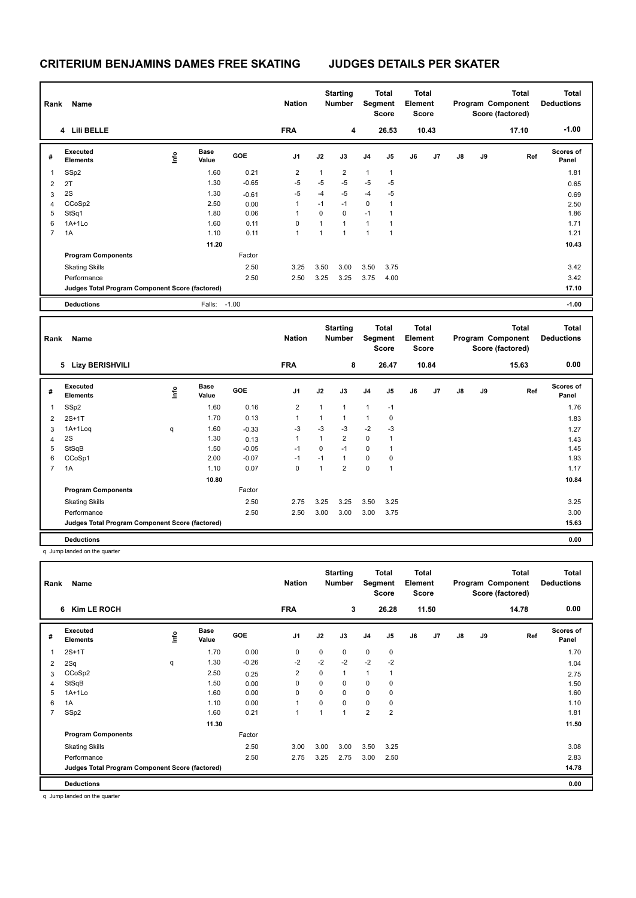# CRITERIUM BENJAMINS DAMES FREE SKATING

# JUDGES DETAILS PER SKATER

| Rank | Name | Nation | Starting Number | Total Segment Score | Total Element Score | Total Program Component Score (factored) | Total Deductions |
|---|---|---|---|---|---|---|---|
| 4 | Lili BELLE | FRA | 4 | 26.53 | 10.43 | 17.10 | -1.00 |

| # | Executed Elements | Info | Base Value | GOE | J1 | J2 | J3 | J4 | J5 | J6 | J7 | J8 | J9 | Ref | Scores of Panel |
|---|---|---|---|---|---|---|---|---|---|---|---|---|---|---|---|
| 1 | SSp2 | | 1.60 | 0.21 | 2 | 1 | 2 | 1 | 1 | | | | | | 1.81 |
| 2 | 2T | | 1.30 | -0.65 | -5 | -5 | -5 | -5 | -5 | | | | | | 0.65 |
| 3 | 2S | | 1.30 | -0.61 | -5 | -4 | -5 | -4 | -5 | | | | | | 0.69 |
| 4 | CCoSp2 | | 2.50 | 0.00 | 1 | -1 | -1 | 0 | 1 | | | | | | 2.50 |
| 5 | StSq1 | | 1.80 | 0.06 | 1 | 0 | 0 | -1 | 1 | | | | | | 1.86 |
| 6 | 1A+1Lo | | 1.60 | 0.11 | 0 | 1 | 1 | 1 | 1 | | | | | | 1.71 |
| 7 | 1A | | 1.10 | 0.11 | 1 | 1 | 1 | 1 | 1 | | | | | | 1.21 |
| | | | 11.20 | | | | | | | | | | | | 10.43 |
| | Program Components | | | Factor | | | | | | | | | | | |
| | Skating Skills | | | 2.50 | 3.25 | 3.50 | 3.00 | 3.50 | 3.75 | | | | | | 3.42 |
| | Performance | | | 2.50 | 2.50 | 3.25 | 3.25 | 3.75 | 4.00 | | | | | | 3.42 |
| | Judges Total Program Component Score (factored) | | | | | | | | | | | | | | 17.10 |
| | Deductions | | Falls: | -1.00 | | | | | | | | | | | -1.00 |

| Rank | Name | Nation | Starting Number | Total Segment Score | Total Element Score | Total Program Component Score (factored) | Total Deductions |
|---|---|---|---|---|---|---|---|
| 5 | Lizy BERISHVILI | FRA | 8 | 26.47 | 10.84 | 15.63 | 0.00 |

| # | Executed Elements | Info | Base Value | GOE | J1 | J2 | J3 | J4 | J5 | J6 | J7 | J8 | J9 | Ref | Scores of Panel |
|---|---|---|---|---|---|---|---|---|---|---|---|---|---|---|---|
| 1 | SSp2 | | 1.60 | 0.16 | 2 | 1 | 1 | 1 | -1 | | | | | | 1.76 |
| 2 | 2S+1T | | 1.70 | 0.13 | 1 | 1 | 1 | 1 | 0 | | | | | | 1.83 |
| 3 | 1A+1Loq | q | 1.60 | -0.33 | -3 | -3 | -3 | -2 | -3 | | | | | | 1.27 |
| 4 | 2S | | 1.30 | 0.13 | 1 | 1 | 2 | 0 | 1 | | | | | | 1.43 |
| 5 | StSqB | | 1.50 | -0.05 | -1 | 0 | -1 | 0 | 1 | | | | | | 1.45 |
| 6 | CCoSp1 | | 2.00 | -0.07 | -1 | -1 | 1 | 0 | 0 | | | | | | 1.93 |
| 7 | 1A | | 1.10 | 0.07 | 0 | 1 | 2 | 0 | 1 | | | | | | 1.17 |
| | | | 10.80 | | | | | | | | | | | | 10.84 |
| | Program Components | | | Factor | | | | | | | | | | | |
| | Skating Skills | | | 2.50 | 2.75 | 3.25 | 3.25 | 3.50 | 3.25 | | | | | | 3.25 |
| | Performance | | | 2.50 | 2.50 | 3.00 | 3.00 | 3.00 | 3.75 | | | | | | 3.00 |
| | Judges Total Program Component Score (factored) | | | | | | | | | | | | | | 15.63 |
| | Deductions | | | | | | | | | | | | | | 0.00 |

q Jump landed on the quarter

| Rank | Name | Nation | Starting Number | Total Segment Score | Total Element Score | Total Program Component Score (factored) | Total Deductions |
|---|---|---|---|---|---|---|---|
| 6 | Kim LE ROCH | FRA | 3 | 26.28 | 11.50 | 14.78 | 0.00 |

| # | Executed Elements | Info | Base Value | GOE | J1 | J2 | J3 | J4 | J5 | J6 | J7 | J8 | J9 | Ref | Scores of Panel |
|---|---|---|---|---|---|---|---|---|---|---|---|---|---|---|---|
| 1 | 2S+1T | | 1.70 | 0.00 | 0 | 0 | 0 | 0 | 0 | | | | | | 1.70 |
| 2 | 2Sq | q | 1.30 | -0.26 | -2 | -2 | -2 | -2 | -2 | | | | | | 1.04 |
| 3 | CCoSp2 | | 2.50 | 0.25 | 2 | 0 | 1 | 1 | 1 | | | | | | 2.75 |
| 4 | StSqB | | 1.50 | 0.00 | 0 | 0 | 0 | 0 | 0 | | | | | | 1.50 |
| 5 | 1A+1Lo | | 1.60 | 0.00 | 0 | 0 | 0 | 0 | 0 | | | | | | 1.60 |
| 6 | 1A | | 1.10 | 0.00 | 1 | 0 | 0 | 0 | 0 | | | | | | 1.10 |
| 7 | SSp2 | | 1.60 | 0.21 | 1 | 1 | 1 | 2 | 2 | | | | | | 1.81 |
| | | | 11.30 | | | | | | | | | | | | 11.50 |
| | Program Components | | | Factor | | | | | | | | | | | |
| | Skating Skills | | | 2.50 | 3.00 | 3.00 | 3.00 | 3.50 | 3.25 | | | | | | 3.08 |
| | Performance | | | 2.50 | 2.75 | 3.25 | 2.75 | 3.00 | 2.50 | | | | | | 2.83 |
| | Judges Total Program Component Score (factored) | | | | | | | | | | | | | | 14.78 |
| | Deductions | | | | | | | | | | | | | | 0.00 |

q Jump landed on the quarter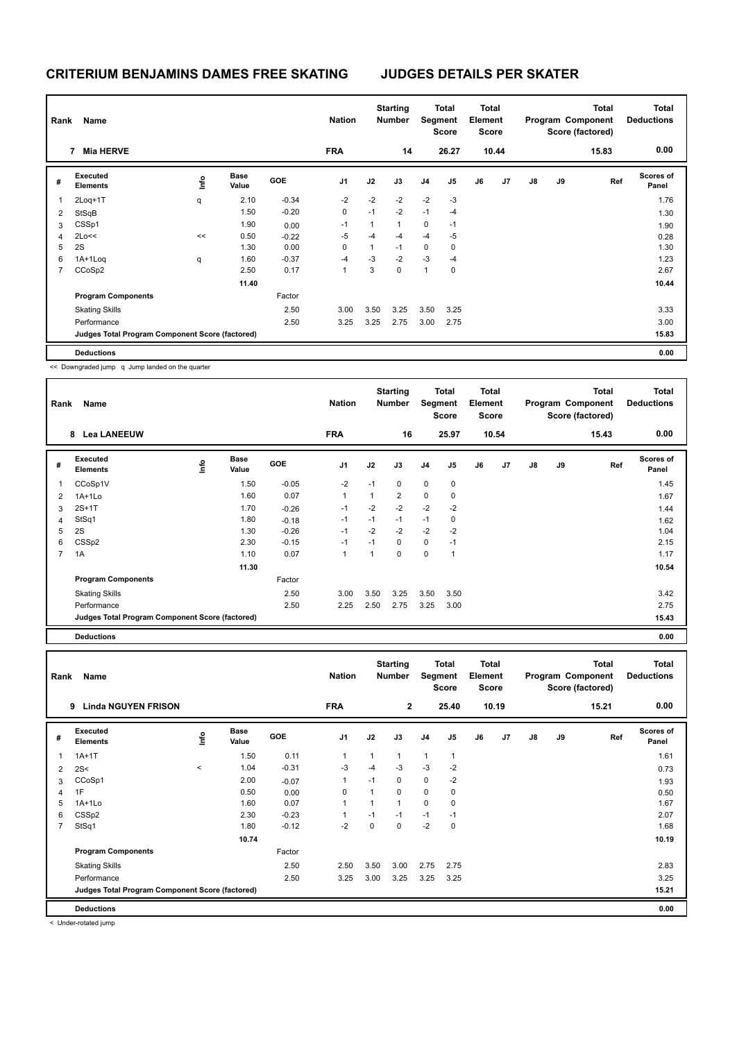# CRITERIUM BENJAMINS DAMES FREE SKATING JUDGES DETAILS PER SKATER

| Rank | Name | Nation | Starting Number | Total Segment Score | Total Element Score | Total Program Component Score (factored) | Total Deductions |
|---|---|---|---|---|---|---|---|
| 7 | Mia HERVE | FRA | 14 | 26.27 | 10.44 | 15.83 | 0.00 |

| # | Executed Elements | Info | Base Value | GOE | J1 | J2 | J3 | J4 | J5 | J6 | J7 | J8 | J9 | Ref | Scores of Panel |
|---|---|---|---|---|---|---|---|---|---|---|---|---|---|---|---|
| 1 | 2Loq+1T | q | 2.10 | -0.34 | -2 | -2 | -2 | -2 | -3 | | | | | | 1.76 |
| 2 | StSqB | | 1.50 | -0.20 | 0 | -1 | -2 | -1 | -4 | | | | | | 1.30 |
| 3 | CSSp1 | | 1.90 | 0.00 | -1 | 1 | 1 | 0 | -1 | | | | | | 1.90 |
| 4 | 2Lo<< | << | 0.50 | -0.22 | -5 | -4 | -4 | -4 | -5 | | | | | | 0.28 |
| 5 | 2S | | 1.30 | 0.00 | 0 | 1 | -1 | 0 | 0 | | | | | | 1.30 |
| 6 | 1A+1Loq | q | 1.60 | -0.37 | -4 | -3 | -2 | -3 | -4 | | | | | | 1.23 |
| 7 | CCoSp2 | | 2.50 | 0.17 | 1 | 3 | 0 | 1 | 0 | | | | | | 2.67 |
| | | | 11.40 | | | | | | | | | | | | 10.44 |
| | **Program Components** | | | Factor | | | | | | | | | | | |
| | Skating Skills | | | 2.50 | 3.00 | 3.50 | 3.25 | 3.50 | 3.25 | | | | | | 3.33 |
| | Performance | | | 2.50 | 3.25 | 3.25 | 2.75 | 3.00 | 2.75 | | | | | | 3.00 |
| | Judges Total Program Component Score (factored) | | | | | | | | | | | | | | 15.83 |
| | **Deductions** | | | | | | | | | | | | | | 0.00 |

<< Downgraded jump q Jump landed on the quarter

| Rank | Name | Nation | Starting Number | Total Segment Score | Total Element Score | Total Program Component Score (factored) | Total Deductions |
|---|---|---|---|---|---|---|---|
| 8 | Lea LANEEUW | FRA | 16 | 25.97 | 10.54 | 15.43 | 0.00 |

| # | Executed Elements | Info | Base Value | GOE | J1 | J2 | J3 | J4 | J5 | J6 | J7 | J8 | J9 | Ref | Scores of Panel |
|---|---|---|---|---|---|---|---|---|---|---|---|---|---|---|---|
| 1 | CCoSp1V | | 1.50 | -0.05 | -2 | -1 | 0 | 0 | 0 | | | | | | 1.45 |
| 2 | 1A+1Lo | | 1.60 | 0.07 | 1 | 1 | 2 | 0 | 0 | | | | | | 1.67 |
| 3 | 2S+1T | | 1.70 | -0.26 | -1 | -2 | -2 | -2 | -2 | | | | | | 1.44 |
| 4 | StSq1 | | 1.80 | -0.18 | -1 | -1 | -1 | -1 | 0 | | | | | | 1.62 |
| 5 | 2S | | 1.30 | -0.26 | -1 | -2 | -2 | -2 | -2 | | | | | | 1.04 |
| 6 | CSSp2 | | 2.30 | -0.15 | -1 | -1 | 0 | 0 | -1 | | | | | | 2.15 |
| 7 | 1A | | 1.10 | 0.07 | 1 | 1 | 0 | 0 | 1 | | | | | | 1.17 |
| | | | 11.30 | | | | | | | | | | | | 10.54 |
| | **Program Components** | | | Factor | | | | | | | | | | | |
| | Skating Skills | | | 2.50 | 3.00 | 3.50 | 3.25 | 3.50 | 3.50 | | | | | | 3.42 |
| | Performance | | | 2.50 | 2.25 | 2.50 | 2.75 | 3.25 | 3.00 | | | | | | 2.75 |
| | Judges Total Program Component Score (factored) | | | | | | | | | | | | | | 15.43 |
| | **Deductions** | | | | | | | | | | | | | | 0.00 |

| Rank | Name | Nation | Starting Number | Total Segment Score | Total Element Score | Total Program Component Score (factored) | Total Deductions |
|---|---|---|---|---|---|---|---|
| 9 | Linda NGUYEN FRISON | FRA | 2 | 25.40 | 10.19 | 15.21 | 0.00 |

| # | Executed Elements | Info | Base Value | GOE | J1 | J2 | J3 | J4 | J5 | J6 | J7 | J8 | J9 | Ref | Scores of Panel |
|---|---|---|---|---|---|---|---|---|---|---|---|---|---|---|---|
| 1 | 1A+1T | | 1.50 | 0.11 | 1 | 1 | 1 | 1 | 1 | | | | | | 1.61 |
| 2 | 2S< | < | 1.04 | -0.31 | -3 | -4 | -3 | -3 | -2 | | | | | | 0.73 |
| 3 | CCoSp1 | | 2.00 | -0.07 | 1 | -1 | 0 | 0 | -2 | | | | | | 1.93 |
| 4 | 1F | | 0.50 | 0.00 | 0 | 1 | 0 | 0 | 0 | | | | | | 0.50 |
| 5 | 1A+1Lo | | 1.60 | 0.07 | 1 | 1 | 1 | 0 | 0 | | | | | | 1.67 |
| 6 | CSSp2 | | 2.30 | -0.23 | 1 | -1 | -1 | -1 | -1 | | | | | | 2.07 |
| 7 | StSq1 | | 1.80 | -0.12 | -2 | 0 | 0 | -2 | 0 | | | | | | 1.68 |
| | | | 10.74 | | | | | | | | | | | | 10.19 |
| | **Program Components** | | | Factor | | | | | | | | | | | |
| | Skating Skills | | | 2.50 | 2.50 | 3.50 | 3.00 | 2.75 | 2.75 | | | | | | 2.83 |
| | Performance | | | 2.50 | 3.25 | 3.00 | 3.25 | 3.25 | 3.25 | | | | | | 3.25 |
| | Judges Total Program Component Score (factored) | | | | | | | | | | | | | | 15.21 |
| | **Deductions** | | | | | | | | | | | | | | 0.00 |

< Under-rotated jump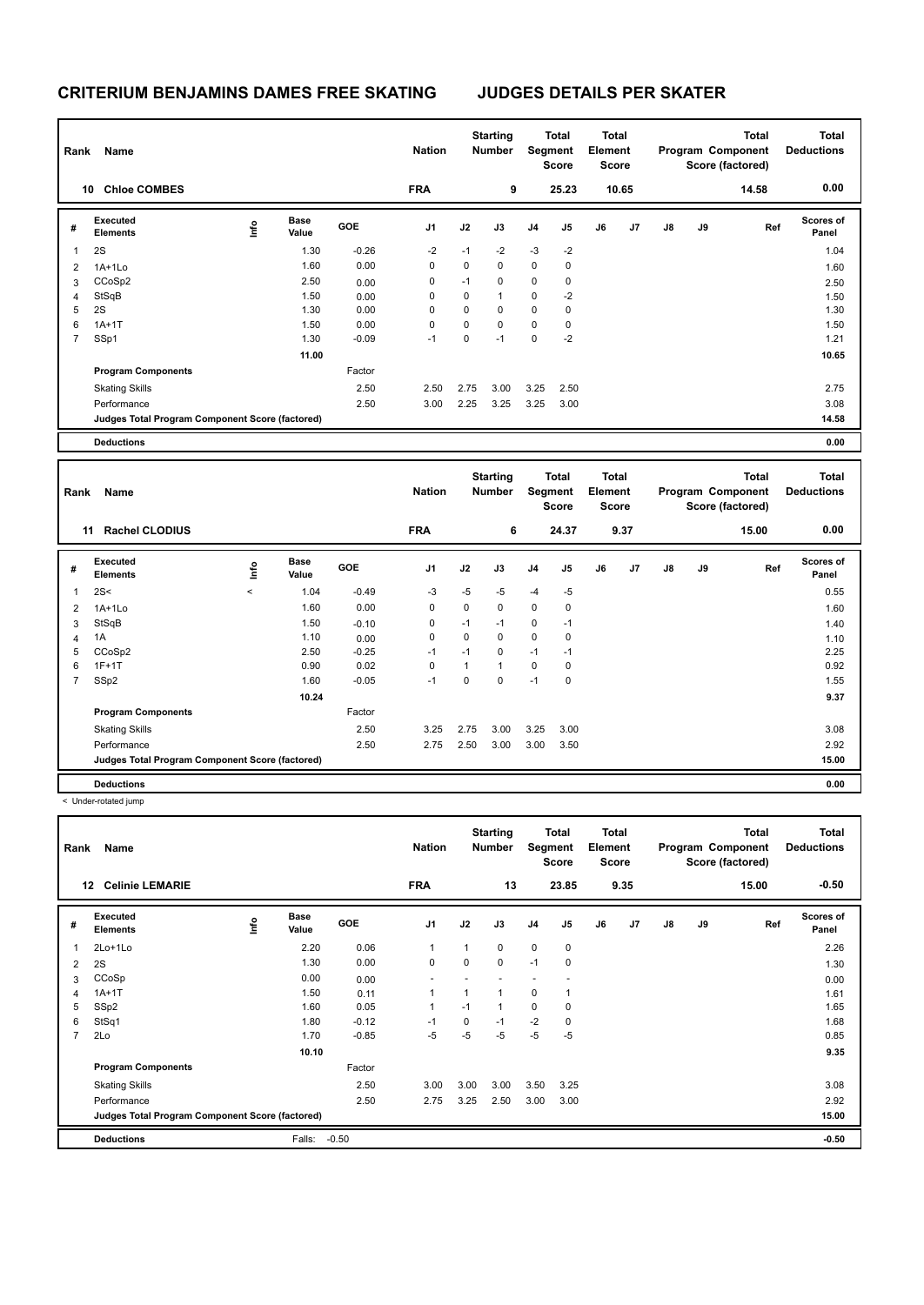# CRITERIUM BENJAMINS DAMES FREE SKATING JUDGES DETAILS PER SKATER

| Rank | Name | Nation | Starting Number | Total Segment Score | Total Element Score | Total Program Component Score (factored) | Total Deductions |
|---|---|---|---|---|---|---|---|
| 10 | Chloe COMBES | FRA | 9 | 25.23 | 10.65 | 14.58 | 0.00 |

| # | Executed Elements | Info | Base Value | GOE | J1 | J2 | J3 | J4 | J5 | J6 | J7 | J8 | J9 | Ref | Scores of Panel |
|---|---|---|---|---|---|---|---|---|---|---|---|---|---|---|---|
| 1 | 2S | | 1.30 | -0.26 | -2 | -1 | -2 | -3 | -2 | | | | | | 1.04 |
| 2 | 1A+1Lo | | 1.60 | 0.00 | 0 | 0 | 0 | 0 | 0 | | | | | | 1.60 |
| 3 | CCoSp2 | | 2.50 | 0.00 | 0 | -1 | 0 | 0 | 0 | | | | | | 2.50 |
| 4 | StSqB | | 1.50 | 0.00 | 0 | 0 | 1 | 0 | -2 | | | | | | 1.50 |
| 5 | 2S | | 1.30 | 0.00 | 0 | 0 | 0 | 0 | 0 | | | | | | 1.30 |
| 6 | 1A+1T | | 1.50 | 0.00 | 0 | 0 | 0 | 0 | 0 | | | | | | 1.50 |
| 7 | SSp1 | | 1.30 | -0.09 | -1 | 0 | -1 | 0 | -2 | | | | | | 1.21 |
| | | | 11.00 | | | | | | | | | | | | 10.65 |
| | **Program Components** | | | Factor | | | | | | | | | | | |
| | Skating Skills | | | 2.50 | 2.50 | 2.75 | 3.00 | 3.25 | 2.50 | | | | | | 2.75 |
| | Performance | | | 2.50 | 3.00 | 2.25 | 3.25 | 3.25 | 3.00 | | | | | | 3.08 |
| | **Judges Total Program Component Score (factored)** | | | | | | | | | | | | | | 14.58 |
| | **Deductions** | | | | | | | | | | | | | | 0.00 |

| Rank | Name | Nation | Starting Number | Total Segment Score | Total Element Score | Total Program Component Score (factored) | Total Deductions |
|---|---|---|---|---|---|---|---|
| 11 | Rachel CLODIUS | FRA | 6 | 24.37 | 9.37 | 15.00 | 0.00 |

| # | Executed Elements | Info | Base Value | GOE | J1 | J2 | J3 | J4 | J5 | J6 | J7 | J8 | J9 | Ref | Scores of Panel |
|---|---|---|---|---|---|---|---|---|---|---|---|---|---|---|---|
| 1 | 2S< | < | 1.04 | -0.49 | -3 | -5 | -5 | -4 | -5 | | | | | | 0.55 |
| 2 | 1A+1Lo | | 1.60 | 0.00 | 0 | 0 | 0 | 0 | 0 | | | | | | 1.60 |
| 3 | StSqB | | 1.50 | -0.10 | 0 | -1 | -1 | 0 | -1 | | | | | | 1.40 |
| 4 | 1A | | 1.10 | 0.00 | 0 | 0 | 0 | 0 | 0 | | | | | | 1.10 |
| 5 | CCoSp2 | | 2.50 | -0.25 | -1 | -1 | 0 | -1 | -1 | | | | | | 2.25 |
| 6 | 1F+1T | | 0.90 | 0.02 | 0 | 1 | 1 | 0 | 0 | | | | | | 0.92 |
| 7 | SSp2 | | 1.60 | -0.05 | -1 | 0 | 0 | -1 | 0 | | | | | | 1.55 |
| | | | 10.24 | | | | | | | | | | | | 9.37 |
| | **Program Components** | | | Factor | | | | | | | | | | | |
| | Skating Skills | | | 2.50 | 3.25 | 2.75 | 3.00 | 3.25 | 3.00 | | | | | | 3.08 |
| | Performance | | | 2.50 | 2.75 | 2.50 | 3.00 | 3.00 | 3.50 | | | | | | 2.92 |
| | **Judges Total Program Component Score (factored)** | | | | | | | | | | | | | | 15.00 |
| | **Deductions** | | | | | | | | | | | | | | 0.00 |

< Under-rotated jump

| Rank | Name | Nation | Starting Number | Total Segment Score | Total Element Score | Total Program Component Score (factored) | Total Deductions |
|---|---|---|---|---|---|---|---|
| 12 | Celinie LEMARIE | FRA | 13 | 23.85 | 9.35 | 15.00 | -0.50 |

| # | Executed Elements | Info | Base Value | GOE | J1 | J2 | J3 | J4 | J5 | J6 | J7 | J8 | J9 | Ref | Scores of Panel |
|---|---|---|---|---|---|---|---|---|---|---|---|---|---|---|---|
| 1 | 2Lo+1Lo | | 2.20 | 0.06 | 1 | 1 | 0 | 0 | 0 | | | | | | 2.26 |
| 2 | 2S | | 1.30 | 0.00 | 0 | 0 | 0 | -1 | 0 | | | | | | 1.30 |
| 3 | CCoSp | | 0.00 | 0.00 | - | - | - | - | - | | | | | | 0.00 |
| 4 | 1A+1T | | 1.50 | 0.11 | 1 | 1 | 1 | 0 | 1 | | | | | | 1.61 |
| 5 | SSp2 | | 1.60 | 0.05 | 1 | -1 | 1 | 0 | 0 | | | | | | 1.65 |
| 6 | StSq1 | | 1.80 | -0.12 | -1 | 0 | -1 | -2 | 0 | | | | | | 1.68 |
| 7 | 2Lo | | 1.70 | -0.85 | -5 | -5 | -5 | -5 | -5 | | | | | | 0.85 |
| | | | 10.10 | | | | | | | | | | | | 9.35 |
| | **Program Components** | | | Factor | | | | | | | | | | | |
| | Skating Skills | | | 2.50 | 3.00 | 3.00 | 3.00 | 3.50 | 3.25 | | | | | | 3.08 |
| | Performance | | | 2.50 | 2.75 | 3.25 | 2.50 | 3.00 | 3.00 | | | | | | 2.92 |
| | **Judges Total Program Component Score (factored)** | | | | | | | | | | | | | | 15.00 |
| | **Deductions** | | Falls: | -0.50 | | | | | | | | | | | -0.50 |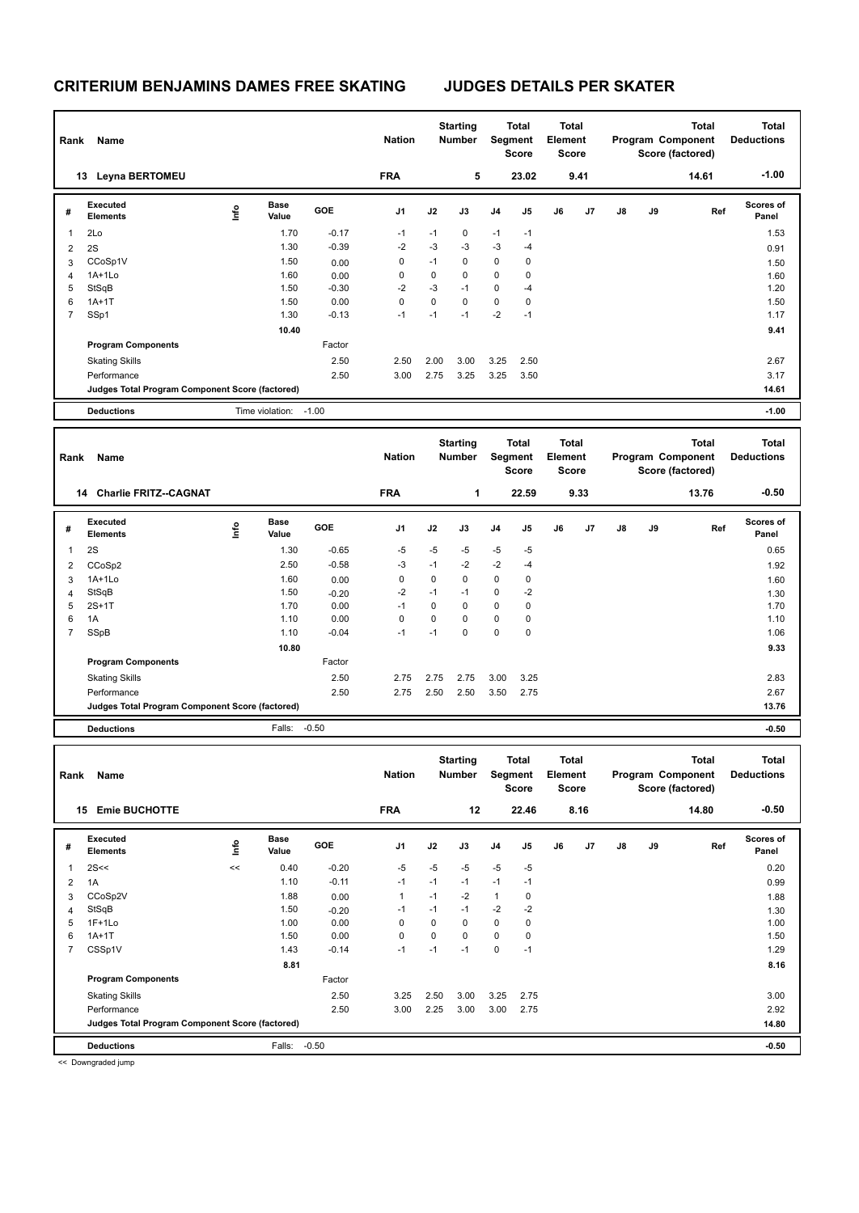# CRITERIUM BENJAMINS DAMES FREE SKATING — JUDGES DETAILS PER SKATER

| Rank | Name | Nation | Starting Number | Total Segment Score | Total Element Score | Total Program Component Score (factored) | Total Deductions |
|---|---|---|---|---|---|---|---|
| 13 | Leyna BERTOMEU | FRA | 5 | 23.02 | 9.41 | 14.61 | -1.00 |

| # | Executed Elements | Info | Base Value | GOE | J1 | J2 | J3 | J4 | J5 | J6 | J7 | J8 | J9 | Ref | Scores of Panel |
|---|---|---|---|---|---|---|---|---|---|---|---|---|---|---|---|
| 1 | 2Lo | | 1.70 | -0.17 | -1 | -1 | 0 | -1 | -1 | | | | | | 1.53 |
| 2 | 2S | | 1.30 | -0.39 | -2 | -3 | -3 | -3 | -4 | | | | | | 0.91 |
| 3 | CCoSp1V | | 1.50 | 0.00 | 0 | -1 | 0 | 0 | 0 | | | | | | 1.50 |
| 4 | 1A+1Lo | | 1.60 | 0.00 | 0 | 0 | 0 | 0 | 0 | | | | | | 1.60 |
| 5 | StSqB | | 1.50 | -0.30 | -2 | -3 | -1 | 0 | -4 | | | | | | 1.20 |
| 6 | 1A+1T | | 1.50 | 0.00 | 0 | 0 | 0 | 0 | 0 | | | | | | 1.50 |
| 7 | SSp1 | | 1.30 | -0.13 | -1 | -1 | -1 | -2 | -1 | | | | | | 1.17 |
| | | | 10.40 | | | | | | | | | | | | 9.41 |
| | Program Components | | | Factor | | | | | | | | | | | |
| | Skating Skills | | | 2.50 | 2.50 | 2.00 | 3.00 | 3.25 | 2.50 | | | | | | 2.67 |
| | Performance | | | 2.50 | 3.00 | 2.75 | 3.25 | 3.25 | 3.50 | | | | | | 3.17 |
| | Judges Total Program Component Score (factored) | | | | | | | | | | | | | | 14.61 |
| | Deductions | | Time violation: | -1.00 | | | | | | | | | | | -1.00 |

| Rank | Name | Nation | Starting Number | Total Segment Score | Total Element Score | Total Program Component Score (factored) | Total Deductions |
|---|---|---|---|---|---|---|---|
| 14 | Charlie FRITZ--CAGNAT | FRA | 1 | 22.59 | 9.33 | 13.76 | -0.50 |

| # | Executed Elements | Info | Base Value | GOE | J1 | J2 | J3 | J4 | J5 | J6 | J7 | J8 | J9 | Ref | Scores of Panel |
|---|---|---|---|---|---|---|---|---|---|---|---|---|---|---|---|
| 1 | 2S | | 1.30 | -0.65 | -5 | -5 | -5 | -5 | -5 | | | | | | 0.65 |
| 2 | CCoSp2 | | 2.50 | -0.58 | -3 | -1 | -2 | -2 | -4 | | | | | | 1.92 |
| 3 | 1A+1Lo | | 1.60 | 0.00 | 0 | 0 | 0 | 0 | 0 | | | | | | 1.60 |
| 4 | StSqB | | 1.50 | -0.20 | -2 | -1 | -1 | 0 | -2 | | | | | | 1.30 |
| 5 | 2S+1T | | 1.70 | 0.00 | -1 | 0 | 0 | 0 | 0 | | | | | | 1.70 |
| 6 | 1A | | 1.10 | 0.00 | 0 | 0 | 0 | 0 | 0 | | | | | | 1.10 |
| 7 | SSpB | | 1.10 | -0.04 | -1 | -1 | 0 | 0 | 0 | | | | | | 1.06 |
| | | | 10.80 | | | | | | | | | | | | 9.33 |
| | Program Components | | | Factor | | | | | | | | | | | |
| | Skating Skills | | | 2.50 | 2.75 | 2.75 | 2.75 | 3.00 | 3.25 | | | | | | 2.83 |
| | Performance | | | 2.50 | 2.75 | 2.50 | 2.50 | 3.50 | 2.75 | | | | | | 2.67 |
| | Judges Total Program Component Score (factored) | | | | | | | | | | | | | | 13.76 |
| | Deductions | | Falls: | -0.50 | | | | | | | | | | | -0.50 |

| Rank | Name | Nation | Starting Number | Total Segment Score | Total Element Score | Total Program Component Score (factored) | Total Deductions |
|---|---|---|---|---|---|---|---|
| 15 | Emie BUCHOTTE | FRA | 12 | 22.46 | 8.16 | 14.80 | -0.50 |

| # | Executed Elements | Info | Base Value | GOE | J1 | J2 | J3 | J4 | J5 | J6 | J7 | J8 | J9 | Ref | Scores of Panel |
|---|---|---|---|---|---|---|---|---|---|---|---|---|---|---|---|
| 1 | 2S<< | << | 0.40 | -0.20 | -5 | -5 | -5 | -5 | -5 | | | | | | 0.20 |
| 2 | 1A | | 1.10 | -0.11 | -1 | -1 | -1 | -1 | -1 | | | | | | 0.99 |
| 3 | CCoSp2V | | 1.88 | 0.00 | 1 | -1 | -2 | 1 | 0 | | | | | | 1.88 |
| 4 | StSqB | | 1.50 | -0.20 | -1 | -1 | -1 | -2 | -2 | | | | | | 1.30 |
| 5 | 1F+1Lo | | 1.00 | 0.00 | 0 | 0 | 0 | 0 | 0 | | | | | | 1.00 |
| 6 | 1A+1T | | 1.50 | 0.00 | 0 | 0 | 0 | 0 | 0 | | | | | | 1.50 |
| 7 | CSSp1V | | 1.43 | -0.14 | -1 | -1 | -1 | 0 | -1 | | | | | | 1.29 |
| | | | 8.81 | | | | | | | | | | | | 8.16 |
| | Program Components | | | Factor | | | | | | | | | | | |
| | Skating Skills | | | 2.50 | 3.25 | 2.50 | 3.00 | 3.25 | 2.75 | | | | | | 3.00 |
| | Performance | | | 2.50 | 3.00 | 2.25 | 3.00 | 3.00 | 2.75 | | | | | | 2.92 |
| | Judges Total Program Component Score (factored) | | | | | | | | | | | | | | 14.80 |
| | Deductions | | Falls: | -0.50 | | | | | | | | | | | -0.50 |

<< Downgraded jump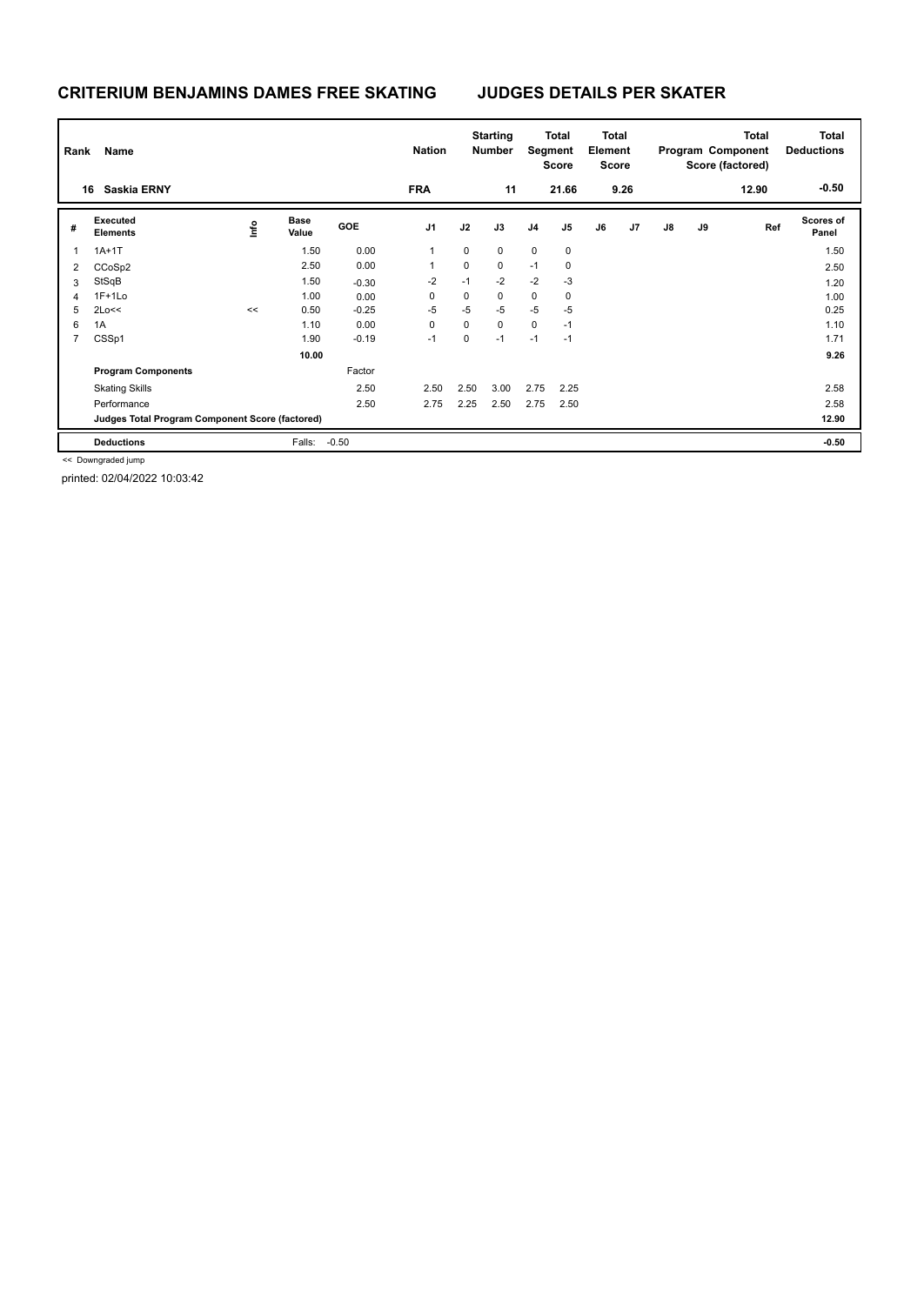# CRITERIUM BENJAMINS DAMES FREE SKATING JUDGES DETAILS PER SKATER

| Rank | Name | Nation | Starting Number | Total Segment Score | Total Element Score | Total Program Component Score (factored) | Total Deductions |
|---|---|---|---|---|---|---|---|
| 16 | Saskia ERNY | FRA | 11 | 21.66 | 9.26 | 12.90 | -0.50 |

| # | Executed Elements | Info | Base Value | GOE | J1 | J2 | J3 | J4 | J5 | J6 | J7 | J8 | J9 | Ref | Scores of Panel |
|---|---|---|---|---|---|---|---|---|---|---|---|---|---|---|---|
| 1 | 1A+1T | | 1.50 | 0.00 | 1 | 0 | 0 | 0 | 0 | | | | | | 1.50 |
| 2 | CCoSp2 | | 2.50 | 0.00 | 1 | 0 | 0 | -1 | 0 | | | | | | 2.50 |
| 3 | StSqB | | 1.50 | -0.30 | -2 | -1 | -2 | -2 | -3 | | | | | | 1.20 |
| 4 | 1F+1Lo | | 1.00 | 0.00 | 0 | 0 | 0 | 0 | 0 | | | | | | 1.00 |
| 5 | 2Lo<< | << | 0.50 | -0.25 | -5 | -5 | -5 | -5 | -5 | | | | | | 0.25 |
| 6 | 1A | | 1.10 | 0.00 | 0 | 0 | 0 | 0 | -1 | | | | | | 1.10 |
| 7 | CSSp1 | | 1.90 | -0.19 | -1 | 0 | -1 | -1 | -1 | | | | | | 1.71 |
| | | | 10.00 | | | | | | | | | | | | 9.26 |
| | **Program Components** | | | Factor | | | | | | | | | | | |
| | Skating Skills | | | 2.50 | 2.50 | 2.50 | 3.00 | 2.75 | 2.25 | | | | | | 2.58 |
| | Performance | | | 2.50 | 2.75 | 2.25 | 2.50 | 2.75 | 2.50 | | | | | | 2.58 |
| | **Judges Total Program Component Score (factored)** | | | | | | | | | | | | | | 12.90 |
| | **Deductions** | | Falls: | -0.50 | | | | | | | | | | | -0.50 |

<< Downgraded jump

printed: 02/04/2022 10:03:42